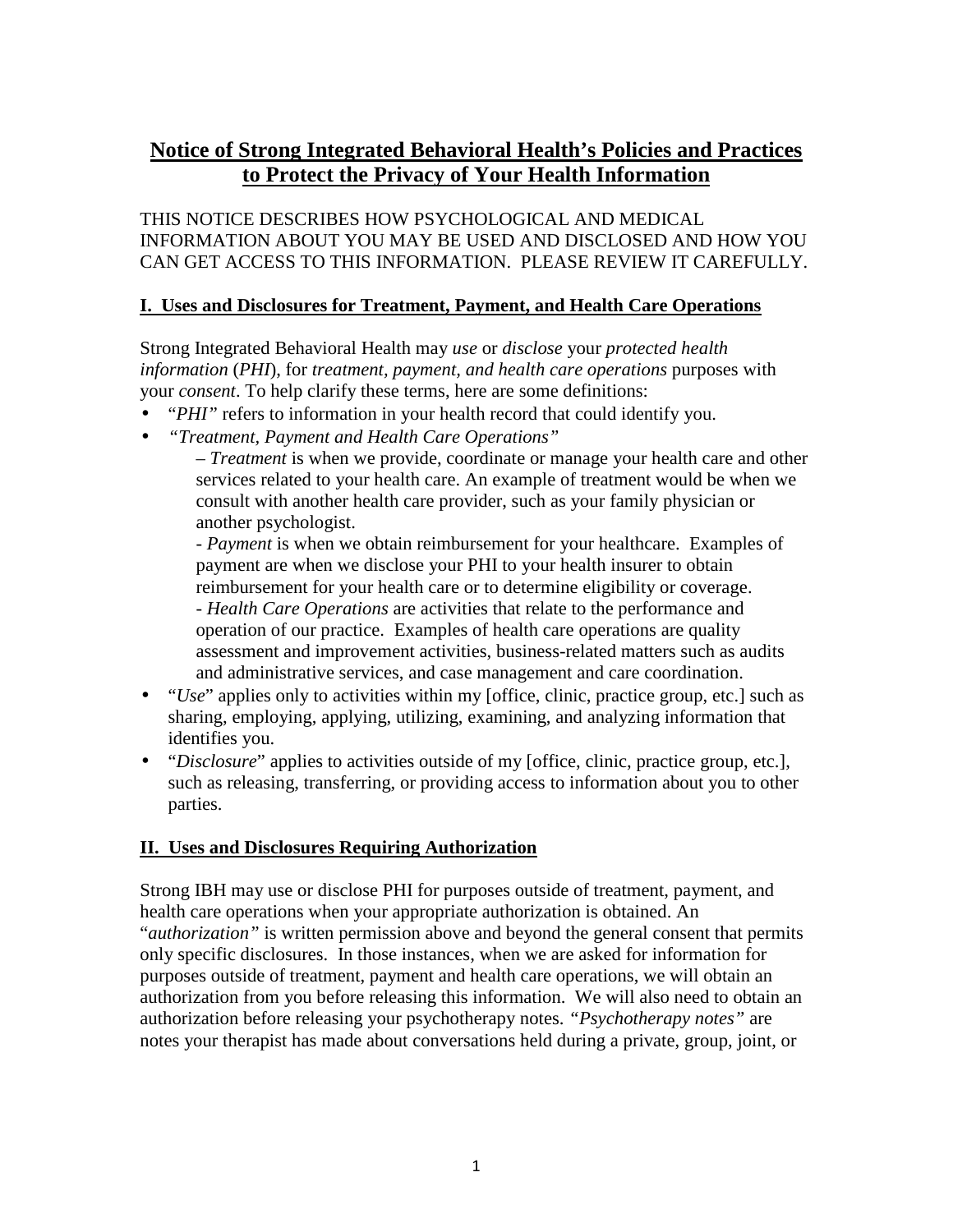# Notice of Strong Integrated Behavioral Health's Policies and Practices to Protect the Privacy of Your Health Information

THIS NOTICE DESCRIBES HOW PSYCHOLOGICAL AND MEDICAL INFORMATION ABOUT YOU MAY BE USED AND DISCLOSED AND HOW YOU CAN GET ACCESS TO THIS INFORMATION. PLEASE REVIEW IT CAREFULLY.

## I. Uses and Disclosures for Treatment, Payment, and Health Care Operations

Strong Integrated Behavioral Health may *use* or *disclose* your *protected health information* (*PHI*), for *treatment, payment, and health care operations* purposes with your *consent*. To help clarify these terms, here are some definitions:

- "*PHI"* refers to information in your health record that could identify you.
- *"Treatment, Payment and Health Care Operations"*
  - – *Treatment* is when we provide, coordinate or manage your health care and other services related to your health care. An example of treatment would be when we consult with another health care provider, such as your family physician or another psychologist.
  - - *Payment* is when we obtain reimbursement for your healthcare. Examples of payment are when we disclose your PHI to your health insurer to obtain reimbursement for your health care or to determine eligibility or coverage.
  - - *Health Care Operations* are activities that relate to the performance and operation of our practice. Examples of health care operations are quality assessment and improvement activities, business-related matters such as audits and administrative services, and case management and care coordination.
- "*Use*" applies only to activities within my [office, clinic, practice group, etc.] such as sharing, employing, applying, utilizing, examining, and analyzing information that identifies you.
- "*Disclosure*" applies to activities outside of my [office, clinic, practice group, etc.], such as releasing, transferring, or providing access to information about you to other parties.

## II. Uses and Disclosures Requiring Authorization

Strong IBH may use or disclose PHI for purposes outside of treatment, payment, and health care operations when your appropriate authorization is obtained. An "*authorization"* is written permission above and beyond the general consent that permits only specific disclosures. In those instances, when we are asked for information for purposes outside of treatment, payment and health care operations, we will obtain an authorization from you before releasing this information. We will also need to obtain an authorization before releasing your psychotherapy notes. *"Psychotherapy notes"* are notes your therapist has made about conversations held during a private, group, joint, or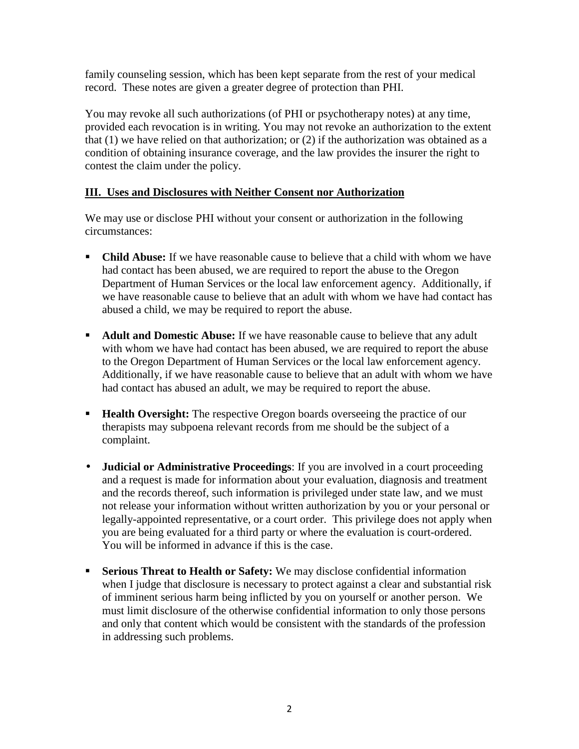family counseling session, which has been kept separate from the rest of your medical record. These notes are given a greater degree of protection than PHI.

You may revoke all such authorizations (of PHI or psychotherapy notes) at any time, provided each revocation is in writing. You may not revoke an authorization to the extent that (1) we have relied on that authorization; or (2) if the authorization was obtained as a condition of obtaining insurance coverage, and the law provides the insurer the right to contest the claim under the policy.

## III. Uses and Disclosures with Neither Consent nor Authorization

We may use or disclose PHI without your consent or authorization in the following circumstances:

- **Child Abuse:** If we have reasonable cause to believe that a child with whom we have had contact has been abused, we are required to report the abuse to the Oregon Department of Human Services or the local law enforcement agency. Additionally, if we have reasonable cause to believe that an adult with whom we have had contact has abused a child, we may be required to report the abuse.

- **Adult and Domestic Abuse:** If we have reasonable cause to believe that any adult with whom we have had contact has been abused, we are required to report the abuse to the Oregon Department of Human Services or the local law enforcement agency. Additionally, if we have reasonable cause to believe that an adult with whom we have had contact has abused an adult, we may be required to report the abuse.

- **Health Oversight:** The respective Oregon boards overseeing the practice of our therapists may subpoena relevant records from me should be the subject of a complaint.

- **Judicial or Administrative Proceedings**: If you are involved in a court proceeding and a request is made for information about your evaluation, diagnosis and treatment and the records thereof, such information is privileged under state law, and we must not release your information without written authorization by you or your personal or legally-appointed representative, or a court order. This privilege does not apply when you are being evaluated for a third party or where the evaluation is court-ordered. You will be informed in advance if this is the case.

- **Serious Threat to Health or Safety:** We may disclose confidential information when I judge that disclosure is necessary to protect against a clear and substantial risk of imminent serious harm being inflicted by you on yourself or another person. We must limit disclosure of the otherwise confidential information to only those persons and only that content which would be consistent with the standards of the profession in addressing such problems.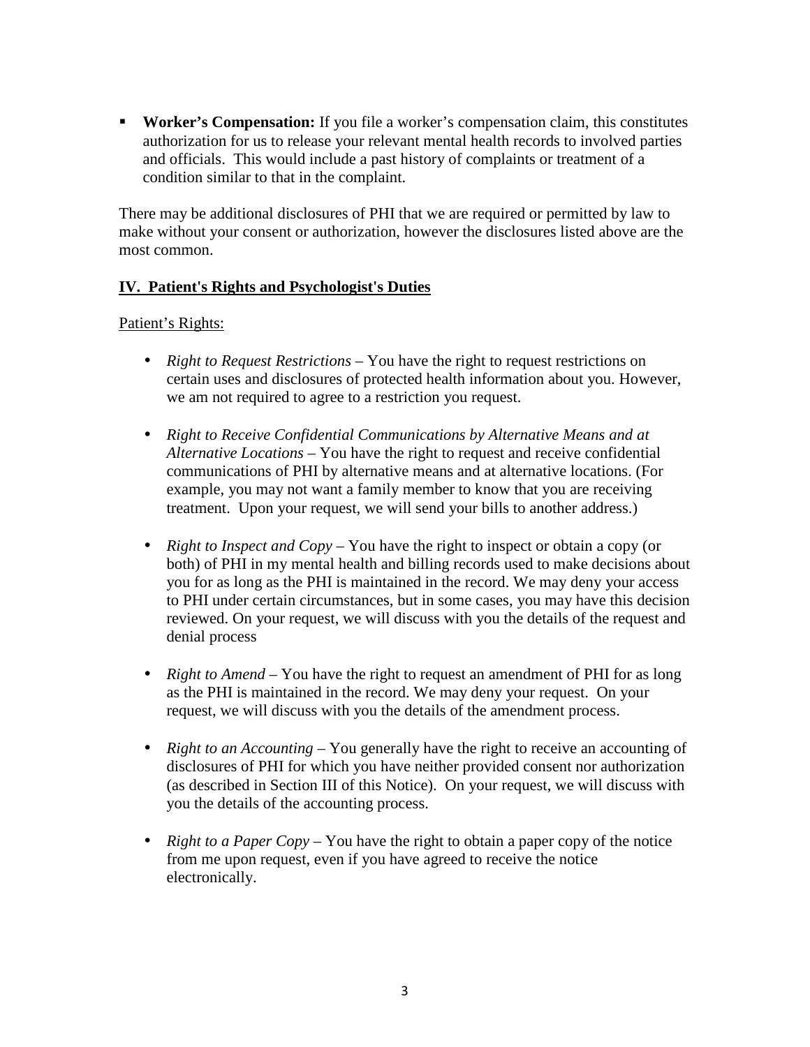- **Worker's Compensation:** If you file a worker's compensation claim, this constitutes authorization for us to release your relevant mental health records to involved parties and officials. This would include a past history of complaints or treatment of a condition similar to that in the complaint.

There may be additional disclosures of PHI that we are required or permitted by law to make without your consent or authorization, however the disclosures listed above are the most common.

## <u>IV. Patient's Rights and Psychologist's Duties</u>

<u>Patient's Rights:</u>

- *Right to Request Restrictions* – You have the right to request restrictions on certain uses and disclosures of protected health information about you. However, we am not required to agree to a restriction you request.

- *Right to Receive Confidential Communications by Alternative Means and at Alternative Locations* – You have the right to request and receive confidential communications of PHI by alternative means and at alternative locations. (For example, you may not want a family member to know that you are receiving treatment. Upon your request, we will send your bills to another address.)

- *Right to Inspect and Copy* – You have the right to inspect or obtain a copy (or both) of PHI in my mental health and billing records used to make decisions about you for as long as the PHI is maintained in the record. We may deny your access to PHI under certain circumstances, but in some cases, you may have this decision reviewed. On your request, we will discuss with you the details of the request and denial process

- *Right to Amend* – You have the right to request an amendment of PHI for as long as the PHI is maintained in the record. We may deny your request. On your request, we will discuss with you the details of the amendment process.

- *Right to an Accounting* – You generally have the right to receive an accounting of disclosures of PHI for which you have neither provided consent nor authorization (as described in Section III of this Notice). On your request, we will discuss with you the details of the accounting process.

- *Right to a Paper Copy* – You have the right to obtain a paper copy of the notice from me upon request, even if you have agreed to receive the notice electronically.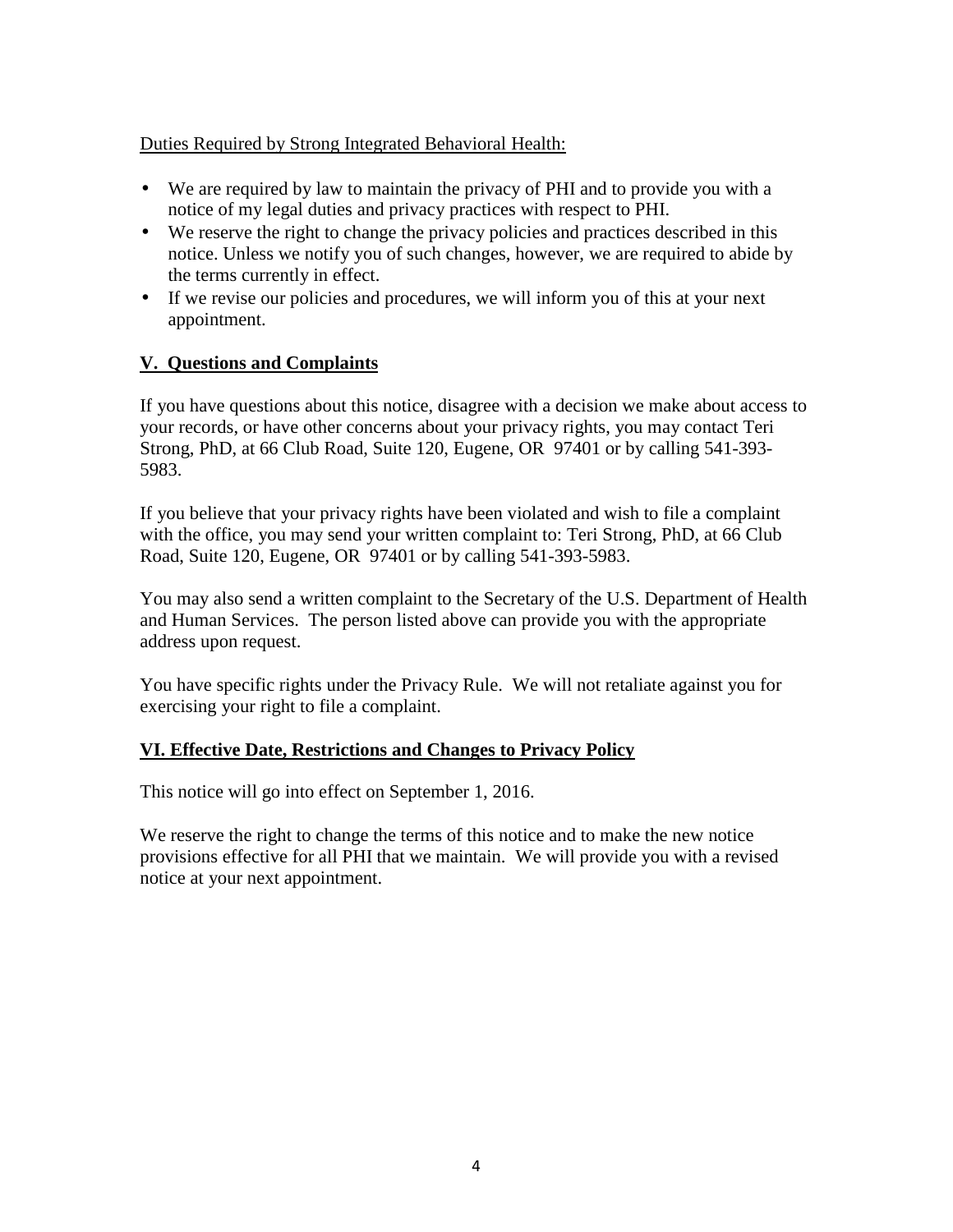Duties Required by Strong Integrated Behavioral Health:

- We are required by law to maintain the privacy of PHI and to provide you with a notice of my legal duties and privacy practices with respect to PHI.
- We reserve the right to change the privacy policies and practices described in this notice. Unless we notify you of such changes, however, we are required to abide by the terms currently in effect.
- If we revise our policies and procedures, we will inform you of this at your next appointment.

## V. Questions and Complaints

If you have questions about this notice, disagree with a decision we make about access to your records, or have other concerns about your privacy rights, you may contact Teri Strong, PhD, at 66 Club Road, Suite 120, Eugene, OR  97401 or by calling 541-393-5983.

If you believe that your privacy rights have been violated and wish to file a complaint with the office, you may send your written complaint to: Teri Strong, PhD, at 66 Club Road, Suite 120, Eugene, OR  97401 or by calling 541-393-5983.

You may also send a written complaint to the Secretary of the U.S. Department of Health and Human Services.  The person listed above can provide you with the appropriate address upon request.

You have specific rights under the Privacy Rule.  We will not retaliate against you for exercising your right to file a complaint.

## VI. Effective Date, Restrictions and Changes to Privacy Policy

This notice will go into effect on September 1, 2016.

We reserve the right to change the terms of this notice and to make the new notice provisions effective for all PHI that we maintain.  We will provide you with a revised notice at your next appointment.